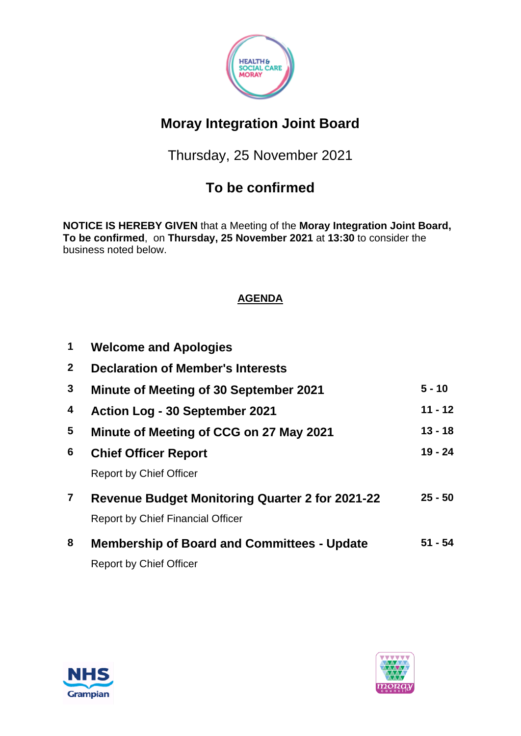# Moray Integration Joint Board

Thursday, 25 November 2021

## To be confirmed

**NOTICE IS HEREBY GIVEN** that a Meeting of the **Moray Integration Joint Board, To be confirmed**, on **Thursday, 25 November 2021** at **13:30** to consider the business noted below.

**AGENDA**

| | | |
|---|---|---|
| **1** | **Welcome and Apologies** | |
| **2** | **Declaration of Member's Interests** | |
| **3** | **Minute of Meeting of 30 September 2021** | **5 - 10** |
| **4** | **Action Log - 30 September 2021** | **11 - 12** |
| **5** | **Minute of Meeting of CCG on 27 May 2021** | **13 - 18** |
| **6** | **Chief Officer Report**<br>Report by Chief Officer | **19 - 24** |
| **7** | **Revenue Budget Monitoring Quarter 2 for 2021-22**<br>Report by Chief Financial Officer | **25 - 50** |
| **8** | **Membership of Board and Committees - Update**<br>Report by Chief Officer | **51 - 54** |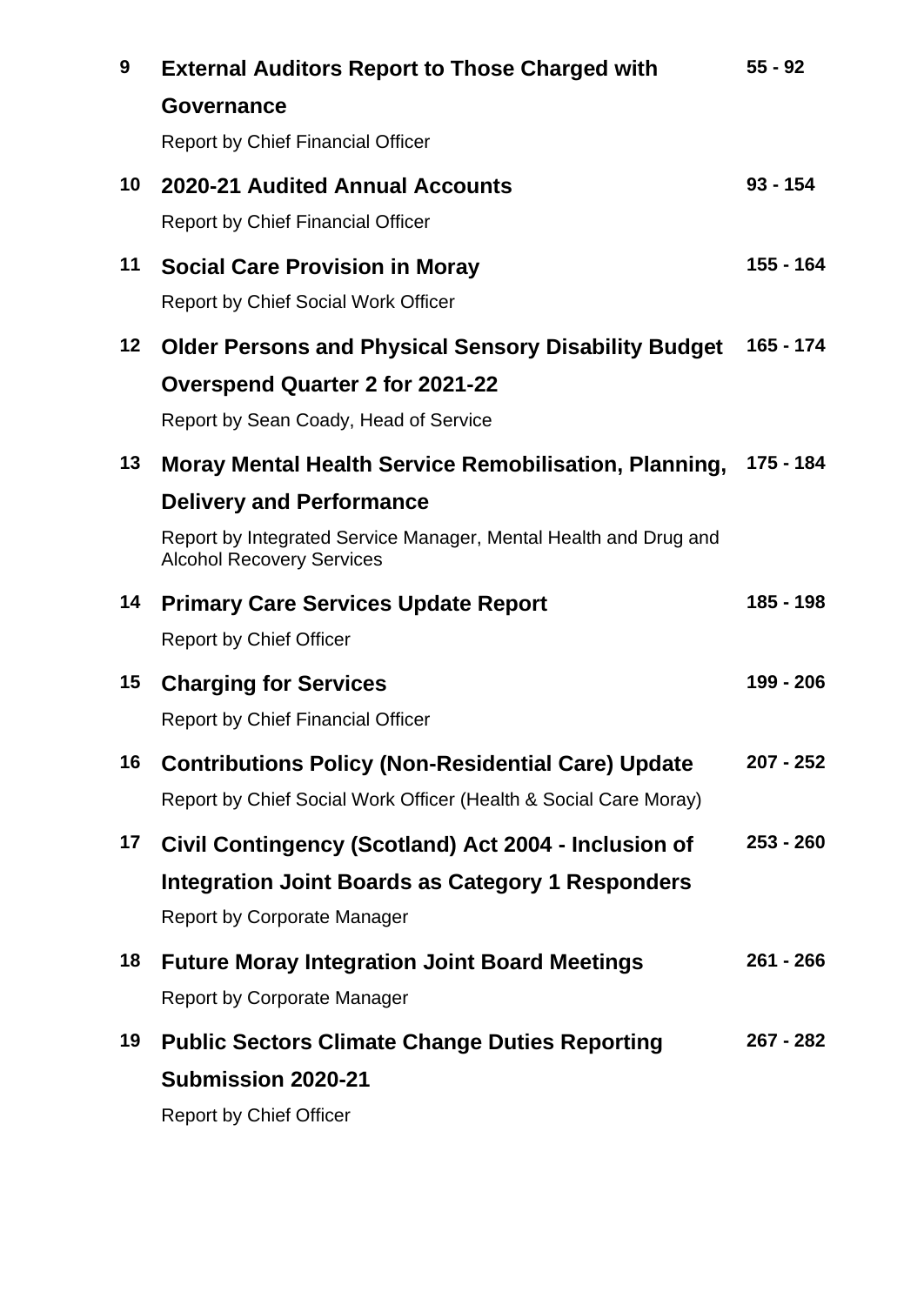| | | |
|---|---|---|
| **9** | **External Auditors Report to Those Charged with Governance**<br>Report by Chief Financial Officer | **55 - 92** |
| **10** | **2020-21 Audited Annual Accounts**<br>Report by Chief Financial Officer | **93 - 154** |
| **11** | **Social Care Provision in Moray**<br>Report by Chief Social Work Officer | **155 - 164** |
| **12** | **Older Persons and Physical Sensory Disability Budget Overspend Quarter 2 for 2021-22**<br>Report by Sean Coady, Head of Service | **165 - 174** |
| **13** | **Moray Mental Health Service Remobilisation, Planning, Delivery and Performance**<br>Report by Integrated Service Manager, Mental Health and Drug and Alcohol Recovery Services | **175 - 184** |
| **14** | **Primary Care Services Update Report**<br>Report by Chief Officer | **185 - 198** |
| **15** | **Charging for Services**<br>Report by Chief Financial Officer | **199 - 206** |
| **16** | **Contributions Policy (Non-Residential Care) Update**<br>Report by Chief Social Work Officer (Health & Social Care Moray) | **207 - 252** |
| **17** | **Civil Contingency (Scotland) Act 2004 - Inclusion of Integration Joint Boards as Category 1 Responders**<br>Report by Corporate Manager | **253 - 260** |
| **18** | **Future Moray Integration Joint Board Meetings**<br>Report by Corporate Manager | **261 - 266** |
| **19** | **Public Sectors Climate Change Duties Reporting Submission 2020-21**<br>Report by Chief Officer | **267 - 282** |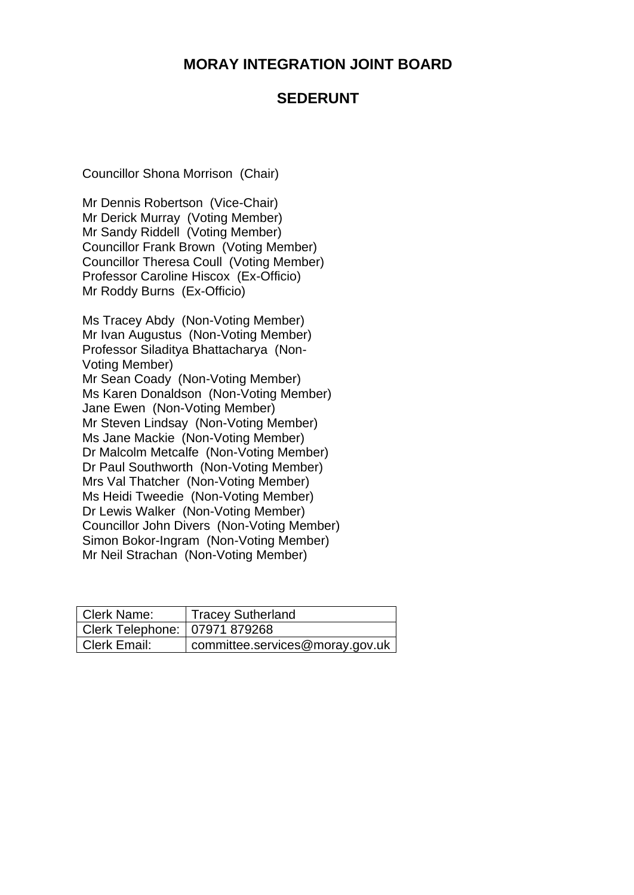# MORAY INTEGRATION JOINT BOARD

## SEDERUNT

Councillor Shona Morrison (Chair)

Mr Dennis Robertson (Vice-Chair)
Mr Derick Murray (Voting Member)
Mr Sandy Riddell (Voting Member)
Councillor Frank Brown (Voting Member)
Councillor Theresa Coull (Voting Member)
Professor Caroline Hiscox (Ex-Officio)
Mr Roddy Burns (Ex-Officio)

Ms Tracey Abdy (Non-Voting Member)
Mr Ivan Augustus (Non-Voting Member)
Professor Siladitya Bhattacharya (Non-Voting Member)
Mr Sean Coady (Non-Voting Member)
Ms Karen Donaldson (Non-Voting Member)
Jane Ewen (Non-Voting Member)
Mr Steven Lindsay (Non-Voting Member)
Ms Jane Mackie (Non-Voting Member)
Dr Malcolm Metcalfe (Non-Voting Member)
Dr Paul Southworth (Non-Voting Member)
Mrs Val Thatcher (Non-Voting Member)
Ms Heidi Tweedie (Non-Voting Member)
Dr Lewis Walker (Non-Voting Member)
Councillor John Divers (Non-Voting Member)
Simon Bokor-Ingram (Non-Voting Member)
Mr Neil Strachan (Non-Voting Member)

| | |
|---|---|
| Clerk Name: | Tracey Sutherland |
| Clerk Telephone: | 07971 879268 |
| Clerk Email: | committee.services@moray.gov.uk |